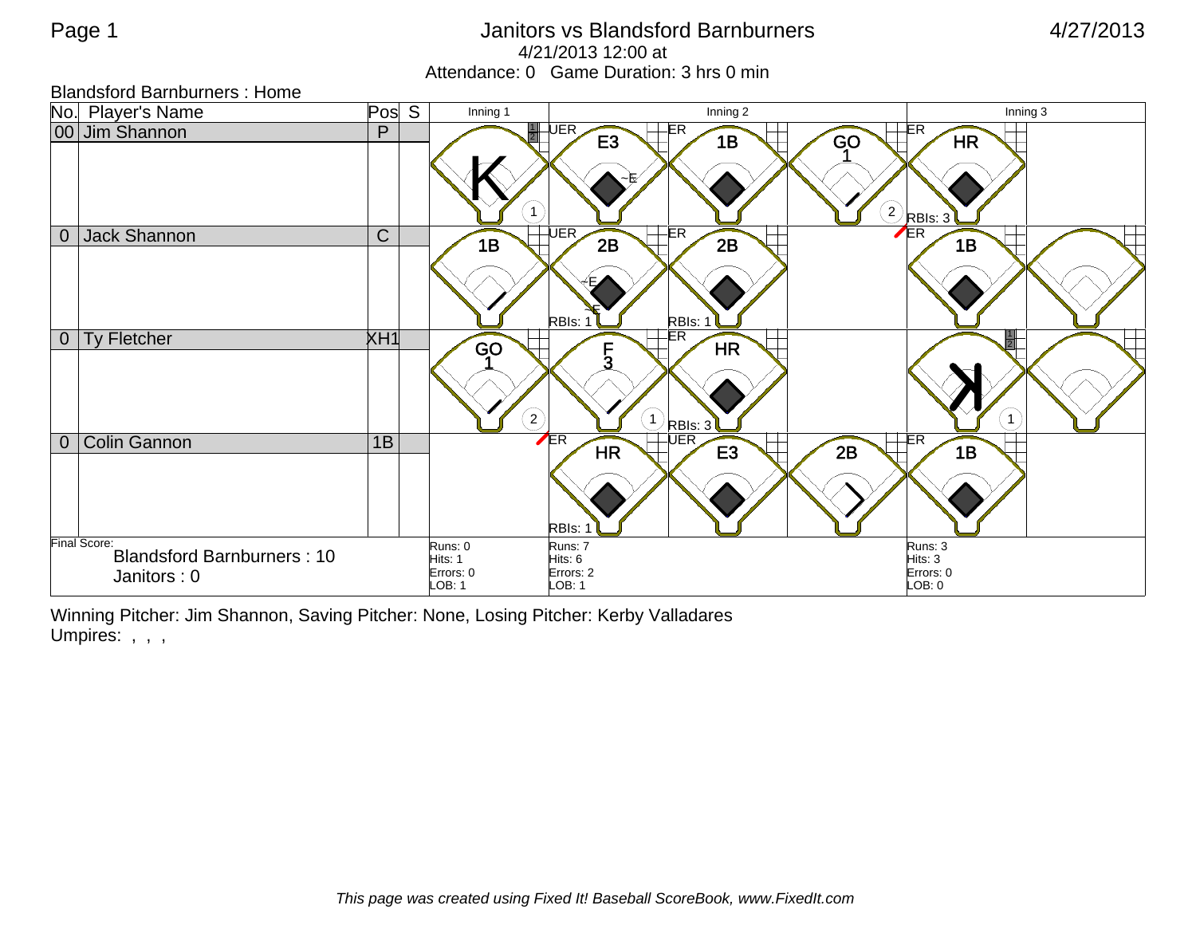Janitors vs Blandsford Barnburners

4/21/2013 12:00 at

Attendance: 0 Game Duration: 3 hrs 0 min

4/27/2013

Blandsford Barnburners : Home

| No. | Player's Name | Pos | S | Inning 1 | Inning 2 | | | Inning 3 | |
|---|---|---|---|---|---|---|---|---|---|
| 00 | Jim Shannon | P | | K (1) | UER E3 E | ER 1B | GO 1 (2) | ER HR RBIs: 3 | |
| 0 | Jack Shannon | C | | 1B | UER 2B E E RBIs: 1 | ER 2B RBIs: 1 | | ER 1B | |
| 0 | Ty Fletcher | XH1 | | GO 1 (2) | F 3 (1) | ER HR RBIs: 3 | | K (1) | |
| 0 | Colin Gannon | 1B | | | ER HR RBIs: 1 | UER E3 | 2B | ER 1B | |

Final Score:
Blandsford Barnburners : 10
Janitors : 0

| | Inning 1 | Inning 2 | Inning 3 |
|---|---|---|---|
| Runs | 0 | 7 | 3 |
| Hits | 1 | 6 | 3 |
| Errors | 0 | 2 | 0 |
| LOB | 1 | 1 | 0 |

Winning Pitcher: Jim Shannon, Saving Pitcher: None, Losing Pitcher: Kerby Valladares

Umpires: , , ,

*This page was created using Fixed It! Baseball ScoreBook, www.FixedIt.com*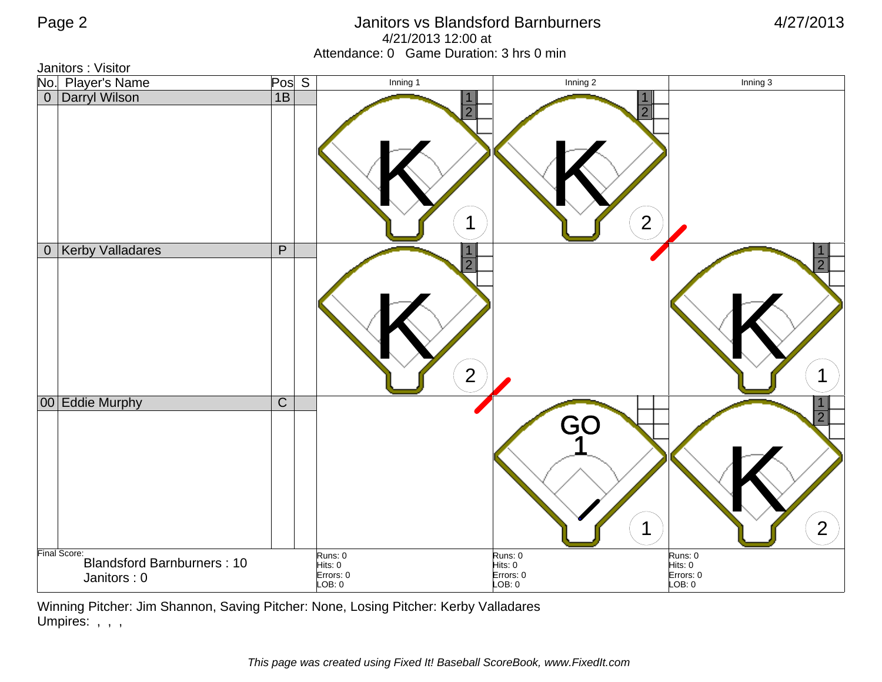Janitors vs Blandsford Barnburners

4/21/2013 12:00 at

Attendance: 0 Game Duration: 3 hrs 0 min

Janitors : Visitor

| No. | Player's Name | Pos | S | Inning 1 | Inning 2 | Inning 3 |
|---|---|---|---|---|---|---|
| 0 | Darryl Wilson | 1B | | K (1) | K (2) | |
| 0 | Kerby Valladares | P | | K (2) | | K (1) |
| 00 | Eddie Murphy | C | | | GO 1 (1) | K (2) |
| | | | | Runs: 0<br>Hits: 0<br>Errors: 0<br>LOB: 0 | Runs: 0<br>Hits: 0<br>Errors: 0<br>LOB: 0 | Runs: 0<br>Hits: 0<br>Errors: 0<br>LOB: 0 |

Final Score:

Blandsford Barnburners : 10

Janitors : 0

Winning Pitcher: Jim Shannon, Saving Pitcher: None, Losing Pitcher: Kerby Valladares

Umpires: , , ,

*This page was created using Fixed It! Baseball ScoreBook, www.FixedIt.com*